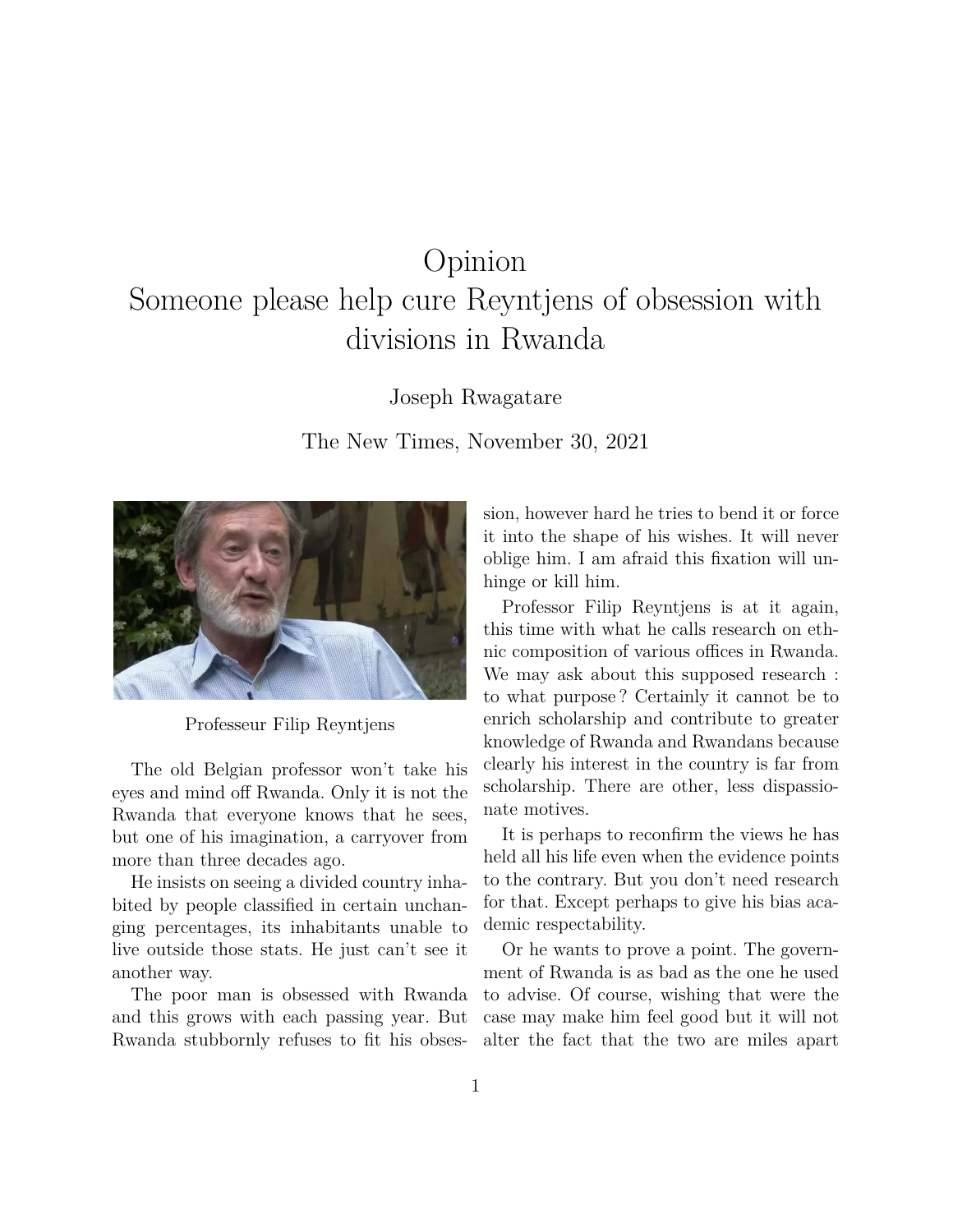# Opinion
# Someone please help cure Reyntjens of obsession with divisions in Rwanda

Joseph Rwagatare

The New Times, November 30, 2021

Professeur Filip Reyntjens

The old Belgian professor won't take his eyes and mind off Rwanda. Only it is not the Rwanda that everyone knows that he sees, but one of his imagination, a carryover from more than three decades ago.

He insists on seeing a divided country inhabited by people classified in certain unchanging percentages, its inhabitants unable to live outside those stats. He just can't see it another way.

The poor man is obsessed with Rwanda and this grows with each passing year. But Rwanda stubbornly refuses to fit his obsession, however hard he tries to bend it or force it into the shape of his wishes. It will never oblige him. I am afraid this fixation will unhinge or kill him.

Professor Filip Reyntjens is at it again, this time with what he calls research on ethnic composition of various offices in Rwanda. We may ask about this supposed research : to what purpose ? Certainly it cannot be to enrich scholarship and contribute to greater knowledge of Rwanda and Rwandans because clearly his interest in the country is far from scholarship. There are other, less dispassionate motives.

It is perhaps to reconfirm the views he has held all his life even when the evidence points to the contrary. But you don't need research for that. Except perhaps to give his bias academic respectability.

Or he wants to prove a point. The government of Rwanda is as bad as the one he used to advise. Of course, wishing that were the case may make him feel good but it will not alter the fact that the two are miles apart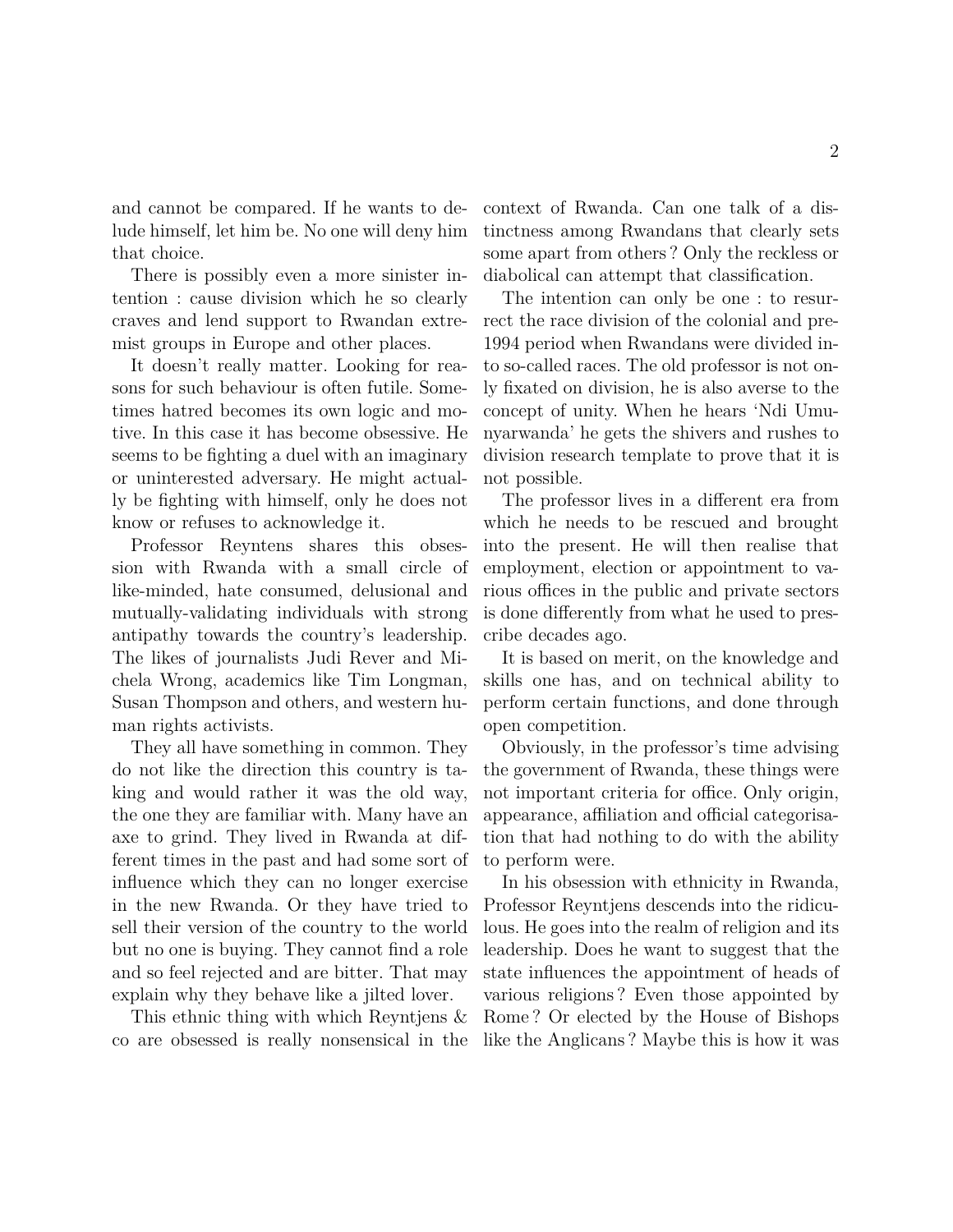and cannot be compared. If he wants to delude himself, let him be. No one will deny him that choice.

There is possibly even a more sinister intention : cause division which he so clearly craves and lend support to Rwandan extremist groups in Europe and other places.

It doesn't really matter. Looking for reasons for such behaviour is often futile. Sometimes hatred becomes its own logic and motive. In this case it has become obsessive. He seems to be fighting a duel with an imaginary or uninterested adversary. He might actually be fighting with himself, only he does not know or refuses to acknowledge it.

Professor Reyntens shares this obsession with Rwanda with a small circle of like-minded, hate consumed, delusional and mutually-validating individuals with strong antipathy towards the country's leadership. The likes of journalists Judi Rever and Michela Wrong, academics like Tim Longman, Susan Thompson and others, and western human rights activists.

They all have something in common. They do not like the direction this country is taking and would rather it was the old way, the one they are familiar with. Many have an axe to grind. They lived in Rwanda at different times in the past and had some sort of influence which they can no longer exercise in the new Rwanda. Or they have tried to sell their version of the country to the world but no one is buying. They cannot find a role and so feel rejected and are bitter. That may explain why they behave like a jilted lover.

This ethnic thing with which Reyntjens & co are obsessed is really nonsensical in the context of Rwanda. Can one talk of a distinctness among Rwandans that clearly sets some apart from others ? Only the reckless or diabolical can attempt that classification.

The intention can only be one : to resurrect the race division of the colonial and pre-1994 period when Rwandans were divided into so-called races. The old professor is not only fixated on division, he is also averse to the concept of unity. When he hears 'Ndi Umunyarwanda' he gets the shivers and rushes to division research template to prove that it is not possible.

The professor lives in a different era from which he needs to be rescued and brought into the present. He will then realise that employment, election or appointment to various offices in the public and private sectors is done differently from what he used to prescribe decades ago.

It is based on merit, on the knowledge and skills one has, and on technical ability to perform certain functions, and done through open competition.

Obviously, in the professor's time advising the government of Rwanda, these things were not important criteria for office. Only origin, appearance, affiliation and official categorisation that had nothing to do with the ability to perform were.

In his obsession with ethnicity in Rwanda, Professor Reyntjens descends into the ridiculous. He goes into the realm of religion and its leadership. Does he want to suggest that the state influences the appointment of heads of various religions ? Even those appointed by Rome ? Or elected by the House of Bishops like the Anglicans ? Maybe this is how it was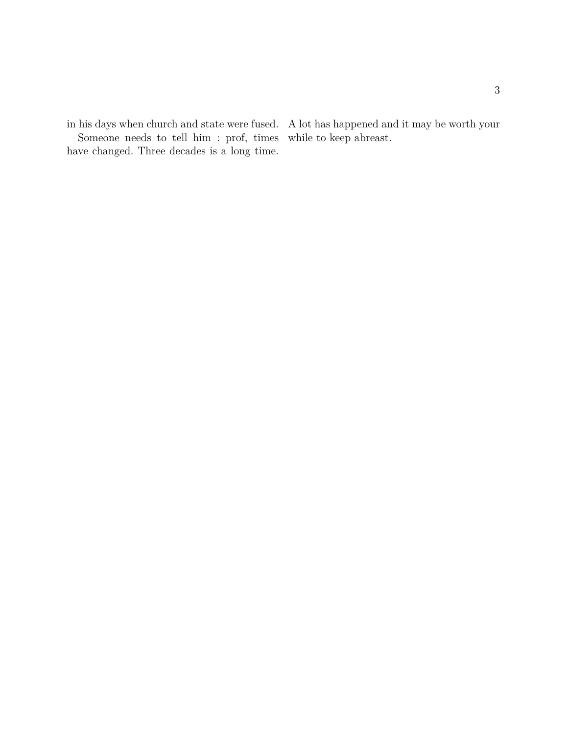in his days when church and state were fused.

Someone needs to tell him : prof, times have changed. Three decades is a long time. A lot has happened and it may be worth your while to keep abreast.